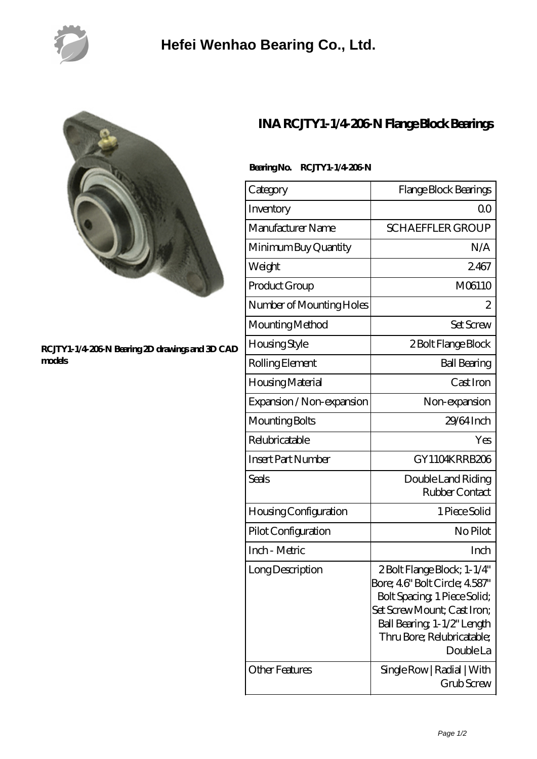# Hefei Wenhao Bearing Co., Ltd.

**RCJTY1-1/4-206-N Bearing 2D drawings and 3D CAD models**

## INA RCJTY1-1/4-206-N Flange Block Bearings

**Bearing No. RCJTY1-1/4-206-N**

| Category | Flange Block Bearings |
|---|---|
| Inventory | 0.0 |
| Manufacturer Name | SCHAEFFLER GROUP |
| Minimum Buy Quantity | N/A |
| Weight | 2.467 |
| Product Group | M06110 |
| Number of Mounting Holes | 2 |
| Mounting Method | Set Screw |
| Housing Style | 2 Bolt Flange Block |
| Rolling Element | Ball Bearing |
| Housing Material | Cast Iron |
| Expansion / Non-expansion | Non-expansion |
| Mounting Bolts | 29/64 Inch |
| Relubricatable | Yes |
| Insert Part Number | GY1104KRRB206 |
| Seals | Double Land Riding Rubber Contact |
| Housing Configuration | 1 Piece Solid |
| Pilot Configuration | No Pilot |
| Inch - Metric | Inch |
| Long Description | 2 Bolt Flange Block; 1-1/4" Bore; 4.6" Bolt Circle; 4.587" Bolt Spacing; 1 Piece Solid; Set Screw Mount; Cast Iron; Ball Bearing; 1-1/2" Length Thru Bore; Relubricatable; Double La |
| Other Features | Single Row \| Radial \| With Grub Screw |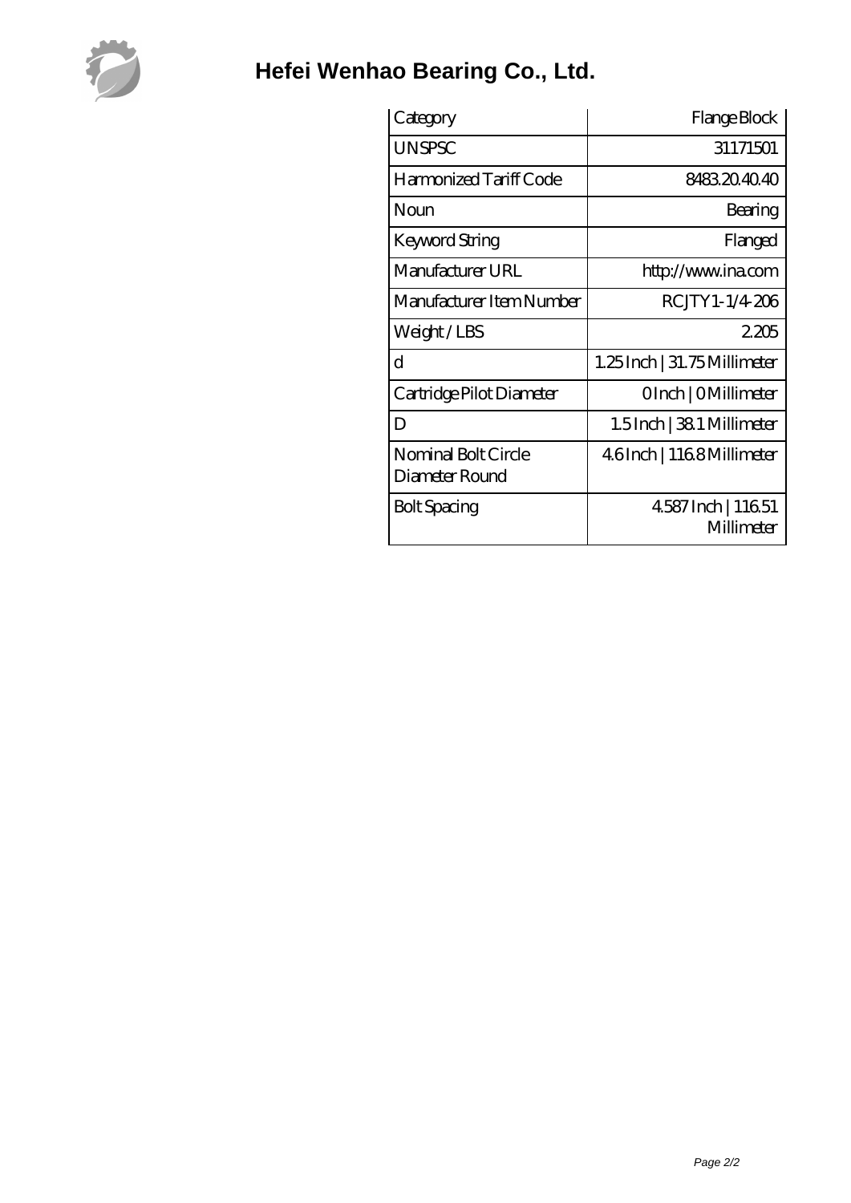# Hefei Wenhao Bearing Co., Ltd.

| | |
|---|---|
| Category | Flange Block |
| UNSPSC | 31171501 |
| Harmonized Tariff Code | 8483.20.40.40 |
| Noun | Bearing |
| Keyword String | Flanged |
| Manufacturer URL | http://www.ina.com |
| Manufacturer Item Number | RCJTY1-1/4-206 |
| Weight / LBS | 2.205 |
| d | 1.25 Inch \| 31.75 Millimeter |
| Cartridge Pilot Diameter | 0 Inch \| 0 Millimeter |
| D | 1.5 Inch \| 38.1 Millimeter |
| Nominal Bolt Circle Diameter Round | 4.6 Inch \| 116.8 Millimeter |
| Bolt Spacing | 4.587 Inch \| 116.51 Millimeter |